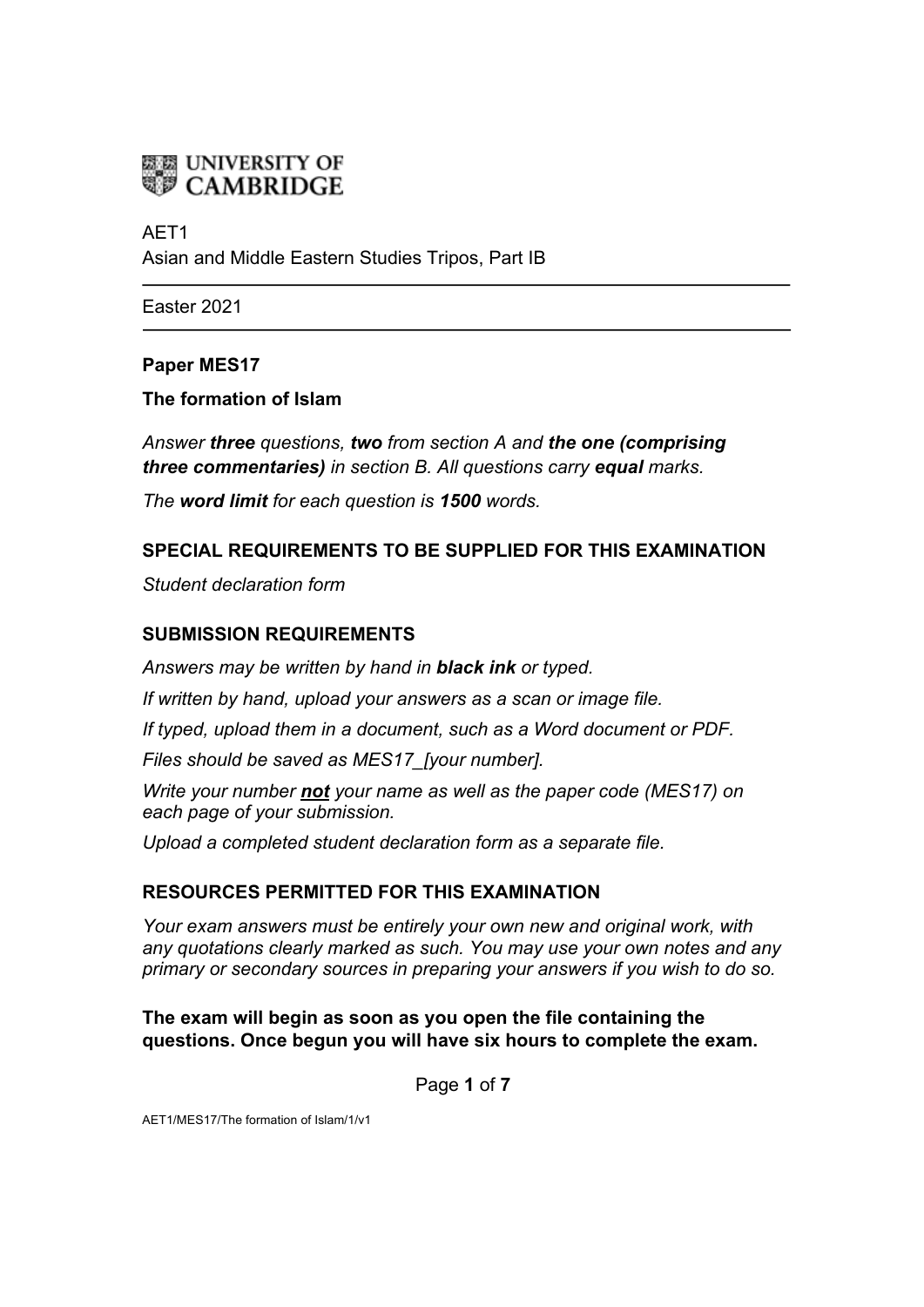UNIVERSITY OF CAMBRIDGE

AET1
Asian and Middle Eastern Studies Tripos, Part IB

---

Easter 2021

---

**Paper MES17**

**The formation of Islam**

*Answer **three** questions, **two** from section A and **the one (comprising three commentaries)** in section B. All questions carry **equal** marks.*

*The **word limit** for each question is **1500** words.*

## SPECIAL REQUIREMENTS TO BE SUPPLIED FOR THIS EXAMINATION

*Student declaration form*

## SUBMISSION REQUIREMENTS

*Answers may be written by hand in **black ink** or typed.*

*If written by hand, upload your answers as a scan or image file.*

*If typed, upload them in a document, such as a Word document or PDF.*

*Files should be saved as MES17_[your number].*

*Write your number **not** your name as well as the paper code (MES17) on each page of your submission.*

*Upload a completed student declaration form as a separate file.*

## RESOURCES PERMITTED FOR THIS EXAMINATION

*Your exam answers must be entirely your own new and original work, with any quotations clearly marked as such. You may use your own notes and any primary or secondary sources in preparing your answers if you wish to do so.*

**The exam will begin as soon as you open the file containing the questions. Once begun you will have six hours to complete the exam.**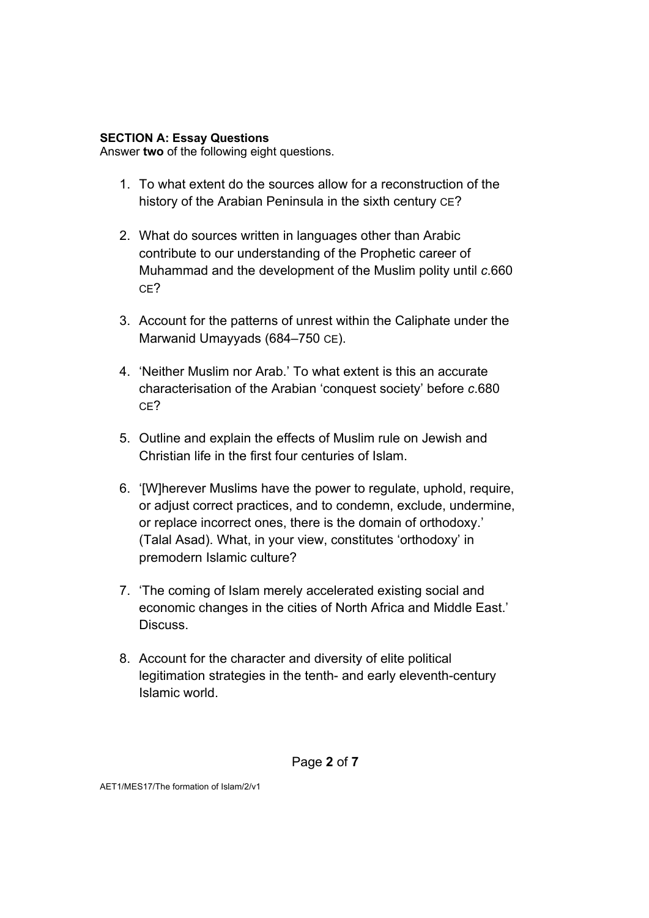**SECTION A: Essay Questions**
Answer **two** of the following eight questions.

1. To what extent do the sources allow for a reconstruction of the history of the Arabian Peninsula in the sixth century CE?

2. What do sources written in languages other than Arabic contribute to our understanding of the Prophetic career of Muhammad and the development of the Muslim polity until *c*.660 CE?

3. Account for the patterns of unrest within the Caliphate under the Marwanid Umayyads (684–750 CE).

4. 'Neither Muslim nor Arab.' To what extent is this an accurate characterisation of the Arabian 'conquest society' before *c*.680 CE?

5. Outline and explain the effects of Muslim rule on Jewish and Christian life in the first four centuries of Islam.

6. '[W]herever Muslims have the power to regulate, uphold, require, or adjust correct practices, and to condemn, exclude, undermine, or replace incorrect ones, there is the domain of orthodoxy.' (Talal Asad). What, in your view, constitutes 'orthodoxy' in premodern Islamic culture?

7. 'The coming of Islam merely accelerated existing social and economic changes in the cities of North Africa and Middle East.' Discuss.

8. Account for the character and diversity of elite political legitimation strategies in the tenth- and early eleventh-century Islamic world.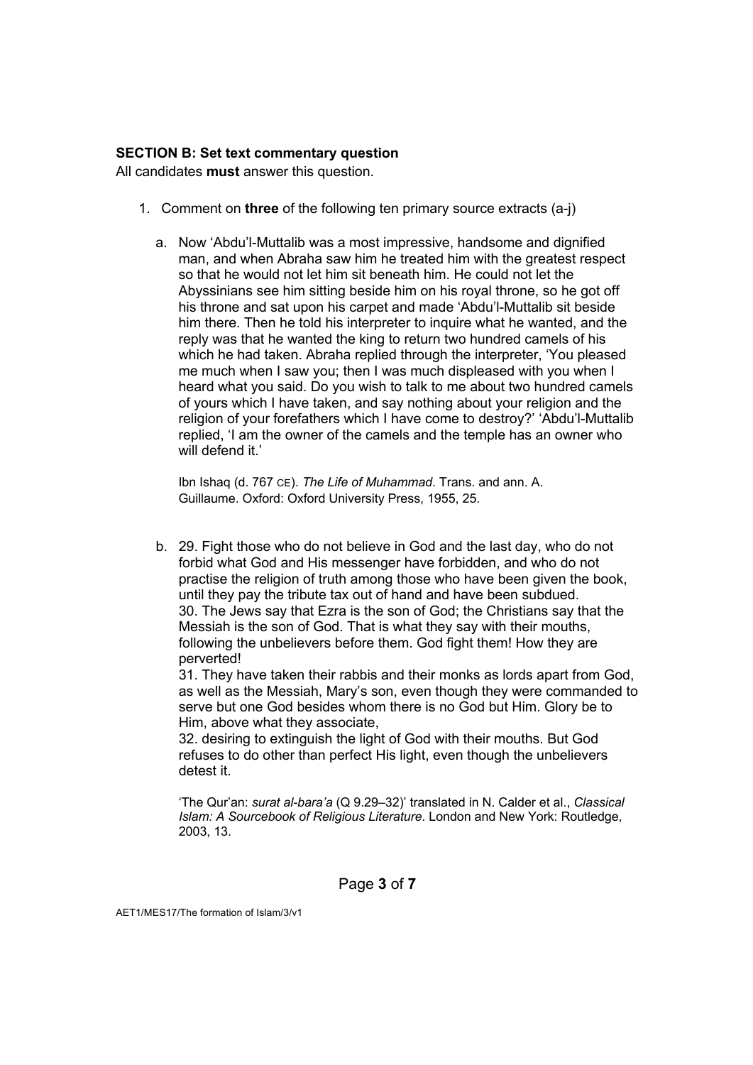**SECTION B: Set text commentary question**

All candidates **must** answer this question.

1. Comment on **three** of the following ten primary source extracts (a-j)

   a. Now 'Abdu'l-Muttalib was a most impressive, handsome and dignified man, and when Abraha saw him he treated him with the greatest respect so that he would not let him sit beneath him. He could not let the Abyssinians see him sitting beside him on his royal throne, so he got off his throne and sat upon his carpet and made 'Abdu'l-Muttalib sit beside him there. Then he told his interpreter to inquire what he wanted, and the reply was that he wanted the king to return two hundred camels of his which he had taken. Abraha replied through the interpreter, 'You pleased me much when I saw you; then I was much displeased with you when I heard what you said. Do you wish to talk to me about two hundred camels of yours which I have taken, and say nothing about your religion and the religion of your forefathers which I have come to destroy?' 'Abdu'l-Muttalib replied, 'I am the owner of the camels and the temple has an owner who will defend it.'

      Ibn Ishaq (d. 767 CE). *The Life of Muhammad*. Trans. and ann. A. Guillaume. Oxford: Oxford University Press, 1955, 25.

   b. 29. Fight those who do not believe in God and the last day, who do not forbid what God and His messenger have forbidden, and who do not practise the religion of truth among those who have been given the book, until they pay the tribute tax out of hand and have been subdued.
      30. The Jews say that Ezra is the son of God; the Christians say that the Messiah is the son of God. That is what they say with their mouths, following the unbelievers before them. God fight them! How they are perverted!
      31. They have taken their rabbis and their monks as lords apart from God, as well as the Messiah, Mary's son, even though they were commanded to serve but one God besides whom there is no God but Him. Glory be to Him, above what they associate,
      32. desiring to extinguish the light of God with their mouths. But God refuses to do other than perfect His light, even though the unbelievers detest it.

      'The Qur'an: *surat al-bara'a* (Q 9.29–32)' translated in N. Calder et al., *Classical Islam: A Sourcebook of Religious Literature*. London and New York: Routledge, 2003, 13.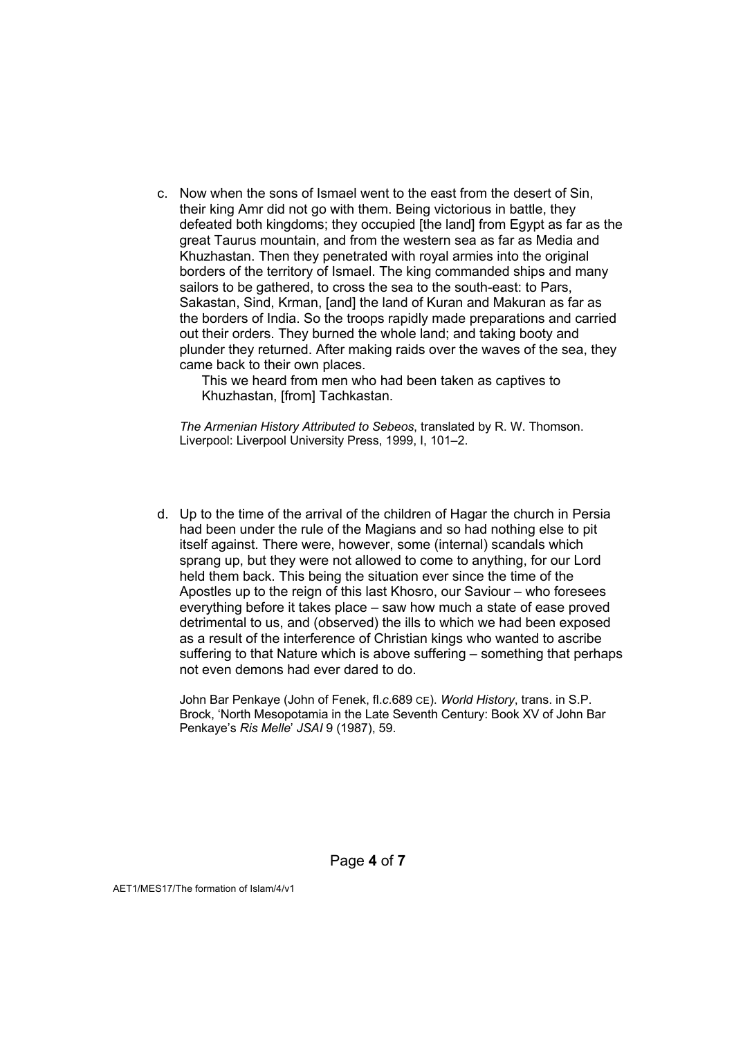c. Now when the sons of Ismael went to the east from the desert of Sin, their king Amr did not go with them. Being victorious in battle, they defeated both kingdoms; they occupied [the land] from Egypt as far as the great Taurus mountain, and from the western sea as far as Media and Khuzhastan. Then they penetrated with royal armies into the original borders of the territory of Ismael. The king commanded ships and many sailors to be gathered, to cross the sea to the south-east: to Pars, Sakastan, Sind, Krman, [and] the land of Kuran and Makuran as far as the borders of India. So the troops rapidly made preparations and carried out their orders. They burned the whole land; and taking booty and plunder they returned. After making raids over the waves of the sea, they came back to their own places.

   This we heard from men who had been taken as captives to Khuzhastan, [from] Tachkastan.

   *The Armenian History Attributed to Sebeos*, translated by R. W. Thomson. Liverpool: Liverpool University Press, 1999, I, 101–2.

d. Up to the time of the arrival of the children of Hagar the church in Persia had been under the rule of the Magians and so had nothing else to pit itself against. There were, however, some (internal) scandals which sprang up, but they were not allowed to come to anything, for our Lord held them back. This being the situation ever since the time of the Apostles up to the reign of this last Khosro, our Saviour – who foresees everything before it takes place – saw how much a state of ease proved detrimental to us, and (observed) the ills to which we had been exposed as a result of the interference of Christian kings who wanted to ascribe suffering to that Nature which is above suffering – something that perhaps not even demons had ever dared to do.

   John Bar Penkaye (John of Fenek, fl.*c.*689 CE). *World History*, trans. in S.P. Brock, 'North Mesopotamia in the Late Seventh Century: Book XV of John Bar Penkaye's *Ris Melle*' *JSAI* 9 (1987), 59.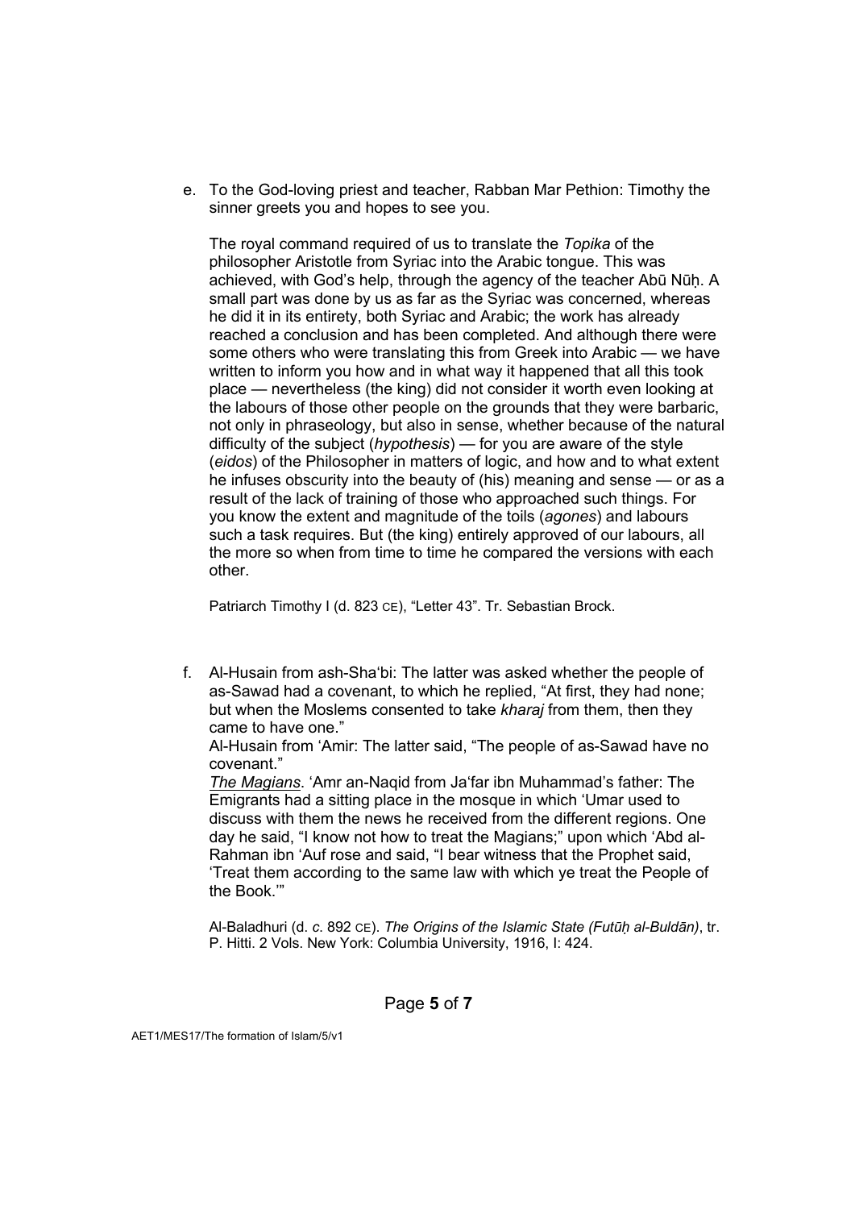e. To the God-loving priest and teacher, Rabban Mar Pethion: Timothy the sinner greets you and hopes to see you.

   The royal command required of us to translate the *Topika* of the philosopher Aristotle from Syriac into the Arabic tongue. This was achieved, with God's help, through the agency of the teacher Abū Nūḥ. A small part was done by us as far as the Syriac was concerned, whereas he did it in its entirety, both Syriac and Arabic; the work has already reached a conclusion and has been completed. And although there were some others who were translating this from Greek into Arabic — we have written to inform you how and in what way it happened that all this took place — nevertheless (the king) did not consider it worth even looking at the labours of those other people on the grounds that they were barbaric, not only in phraseology, but also in sense, whether because of the natural difficulty of the subject (*hypothesis*) — for you are aware of the style (*eidos*) of the Philosopher in matters of logic, and how and to what extent he infuses obscurity into the beauty of (his) meaning and sense — or as a result of the lack of training of those who approached such things. For you know the extent and magnitude of the toils (*agones*) and labours such a task requires. But (the king) entirely approved of our labours, all the more so when from time to time he compared the versions with each other.

   Patriarch Timothy I (d. 823 CE), "Letter 43". Tr. Sebastian Brock.

f. Al-Husain from ash-Sha'bi: The latter was asked whether the people of as-Sawad had a covenant, to which he replied, "At first, they had none; but when the Moslems consented to take *kharaj* from them, then they came to have one."
   Al-Husain from 'Amir: The latter said, "The people of as-Sawad have no covenant."
   *The Magians*. 'Amr an-Naqid from Ja'far ibn Muhammad's father: The Emigrants had a sitting place in the mosque in which 'Umar used to discuss with them the news he received from the different regions. One day he said, "I know not how to treat the Magians;" upon which 'Abd al-Rahman ibn 'Auf rose and said, "I bear witness that the Prophet said, 'Treat them according to the same law with which ye treat the People of the Book.'"

   Al-Baladhuri (d. *c.* 892 CE). *The Origins of the Islamic State (Futūḥ al-Buldān)*, tr. P. Hitti. 2 Vols. New York: Columbia University, 1916, I: 424.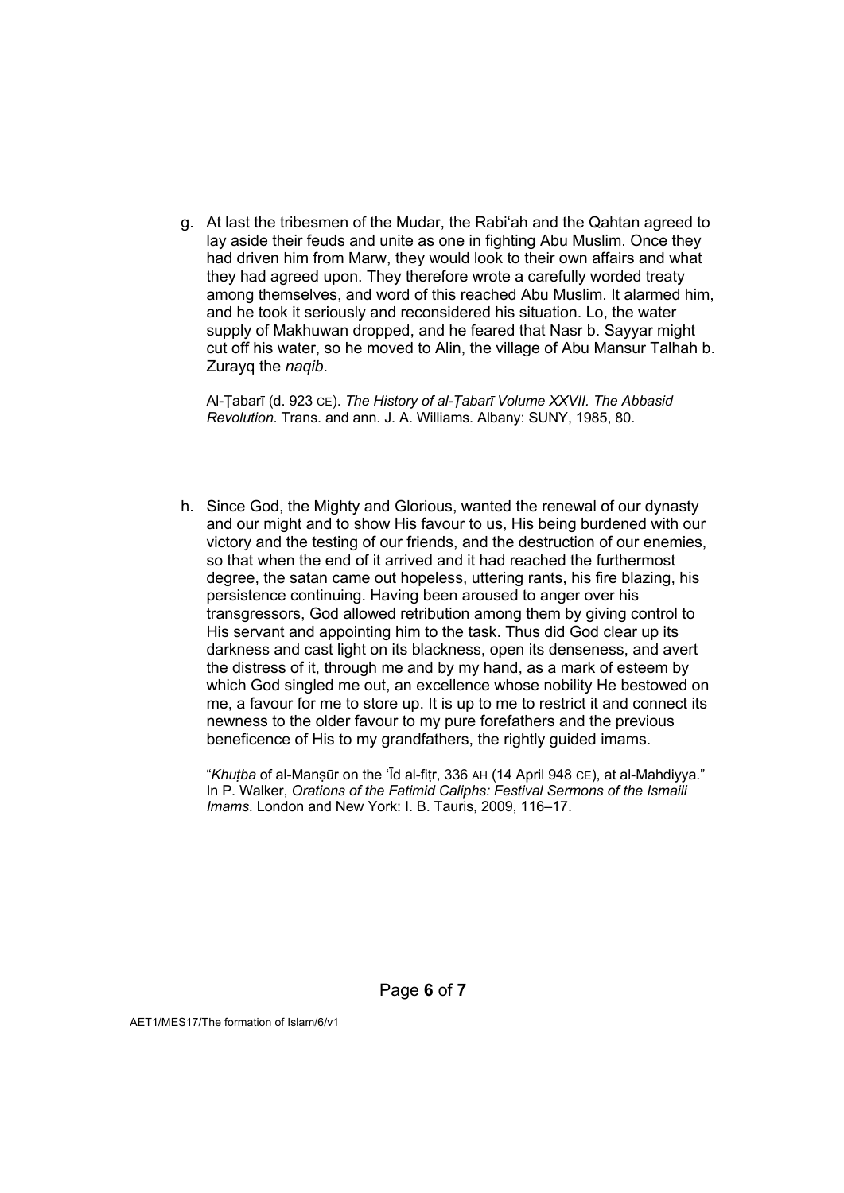g. At last the tribesmen of the Mudar, the Rabi'ah and the Qahtan agreed to lay aside their feuds and unite as one in fighting Abu Muslim. Once they had driven him from Marw, they would look to their own affairs and what they had agreed upon. They therefore wrote a carefully worded treaty among themselves, and word of this reached Abu Muslim. It alarmed him, and he took it seriously and reconsidered his situation. Lo, the water supply of Makhuwan dropped, and he feared that Nasr b. Sayyar might cut off his water, so he moved to Alin, the village of Abu Mansur Talhah b. Zurayq the *naqib*.

   Al-Ṭabarī (d. 923 CE). *The History of al-Ṭabarī Volume XXVII. The Abbasid Revolution*. Trans. and ann. J. A. Williams. Albany: SUNY, 1985, 80.

h. Since God, the Mighty and Glorious, wanted the renewal of our dynasty and our might and to show His favour to us, His being burdened with our victory and the testing of our friends, and the destruction of our enemies, so that when the end of it arrived and it had reached the furthermost degree, the satan came out hopeless, uttering rants, his fire blazing, his persistence continuing. Having been aroused to anger over his transgressors, God allowed retribution among them by giving control to His servant and appointing him to the task. Thus did God clear up its darkness and cast light on its blackness, open its denseness, and avert the distress of it, through me and by my hand, as a mark of esteem by which God singled me out, an excellence whose nobility He bestowed on me, a favour for me to store up. It is up to me to restrict it and connect its newness to the older favour to my pure forefathers and the previous beneficence of His to my grandfathers, the rightly guided imams.

   "*Khuṭba* of al-Manṣūr on the ʿĪd al-fiṭr, 336 AH (14 April 948 CE), at al-Mahdiyya." In P. Walker, *Orations of the Fatimid Caliphs: Festival Sermons of the Ismaili Imams*. London and New York: I. B. Tauris, 2009, 116–17.

AET1/MES17/The formation of Islam/6/v1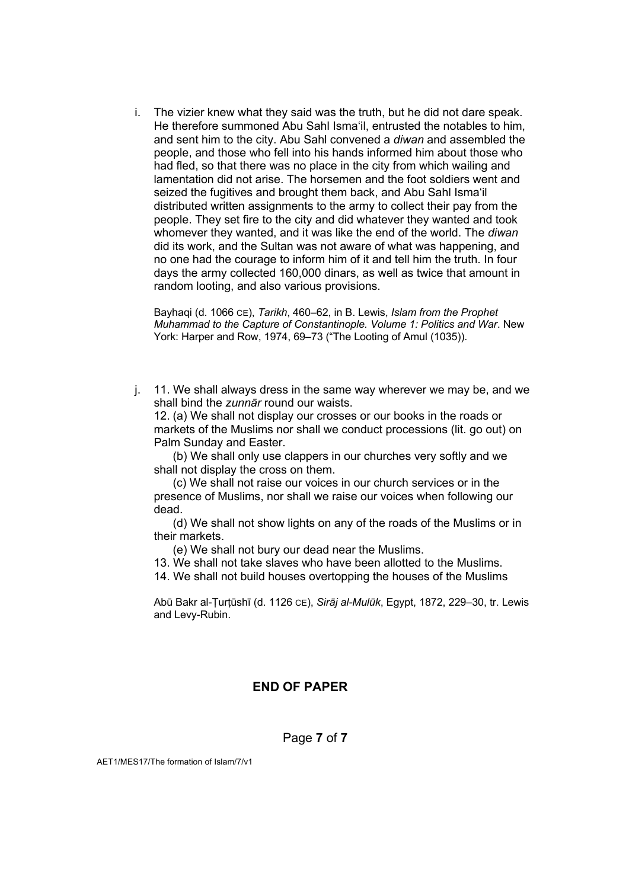i. The vizier knew what they said was the truth, but he did not dare speak. He therefore summoned Abu Sahl Isma'il, entrusted the notables to him, and sent him to the city. Abu Sahl convened a *diwan* and assembled the people, and those who fell into his hands informed him about those who had fled, so that there was no place in the city from which wailing and lamentation did not arise. The horsemen and the foot soldiers went and seized the fugitives and brought them back, and Abu Sahl Isma'il distributed written assignments to the army to collect their pay from the people. They set fire to the city and did whatever they wanted and took whomever they wanted, and it was like the end of the world. The *diwan* did its work, and the Sultan was not aware of what was happening, and no one had the courage to inform him of it and tell him the truth. In four days the army collected 160,000 dinars, as well as twice that amount in random looting, and also various provisions.

   Bayhaqi (d. 1066 CE), *Tarikh*, 460–62, in B. Lewis, *Islam from the Prophet Muhammad to the Capture of Constantinople. Volume 1: Politics and War*. New York: Harper and Row, 1974, 69–73 ("The Looting of Amul (1035)).

j. 11. We shall always dress in the same way wherever we may be, and we shall bind the *zunnār* round our waists.

   12. (a) We shall not display our crosses or our books in the roads or markets of the Muslims nor shall we conduct processions (lit. go out) on Palm Sunday and Easter.

   (b) We shall only use clappers in our churches very softly and we shall not display the cross on them.

   (c) We shall not raise our voices in our church services or in the presence of Muslims, nor shall we raise our voices when following our dead.

   (d) We shall not show lights on any of the roads of the Muslims or in their markets.

   (e) We shall not bury our dead near the Muslims.

   13. We shall not take slaves who have been allotted to the Muslims.

   14. We shall not build houses overtopping the houses of the Muslims

   Abū Bakr al-Ṭurṭūshī (d. 1126 CE), *Sirāj al-Mulūk*, Egypt, 1872, 229–30, tr. Lewis and Levy-Rubin.

**END OF PAPER**

AET1/MES17/The formation of Islam/7/v1